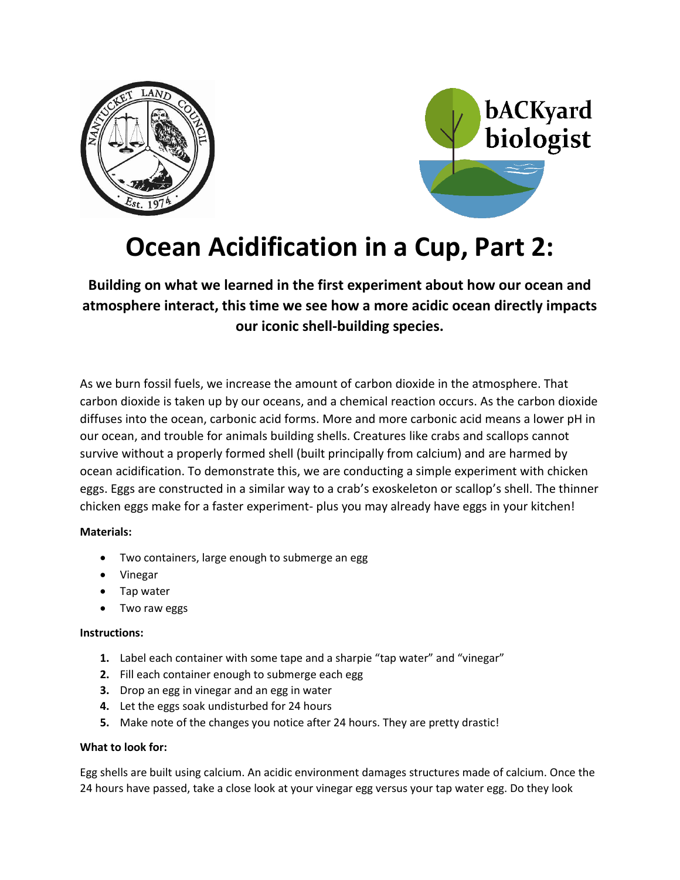# Ocean Acidification in a Cup, Part 2:

**Building on what we learned in the first experiment about how our ocean and atmosphere interact, this time we see how a more acidic ocean directly impacts our iconic shell-building species.**

As we burn fossil fuels, we increase the amount of carbon dioxide in the atmosphere. That carbon dioxide is taken up by our oceans, and a chemical reaction occurs. As the carbon dioxide diffuses into the ocean, carbonic acid forms. More and more carbonic acid means a lower pH in our ocean, and trouble for animals building shells. Creatures like crabs and scallops cannot survive without a properly formed shell (built principally from calcium) and are harmed by ocean acidification. To demonstrate this, we are conducting a simple experiment with chicken eggs. Eggs are constructed in a similar way to a crab's exoskeleton or scallop's shell. The thinner chicken eggs make for a faster experiment- plus you may already have eggs in your kitchen!

**Materials:**

- Two containers, large enough to submerge an egg
- Vinegar
- Tap water
- Two raw eggs

**Instructions:**

1. Label each container with some tape and a sharpie "tap water" and "vinegar"
2. Fill each container enough to submerge each egg
3. Drop an egg in vinegar and an egg in water
4. Let the eggs soak undisturbed for 24 hours
5. Make note of the changes you notice after 24 hours. They are pretty drastic!

**What to look for:**

Egg shells are built using calcium. An acidic environment damages structures made of calcium. Once the 24 hours have passed, take a close look at your vinegar egg versus your tap water egg. Do they look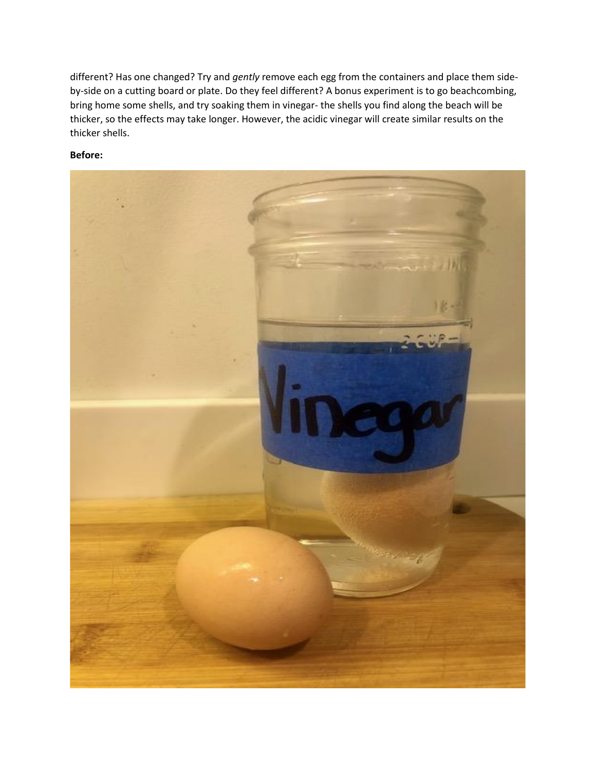different? Has one changed? Try and *gently* remove each egg from the containers and place them side-by-side on a cutting board or plate. Do they feel different? A bonus experiment is to go beachcombing, bring home some shells, and try soaking them in vinegar- the shells you find along the beach will be thicker, so the effects may take longer. However, the acidic vinegar will create similar results on the thicker shells.

**Before:**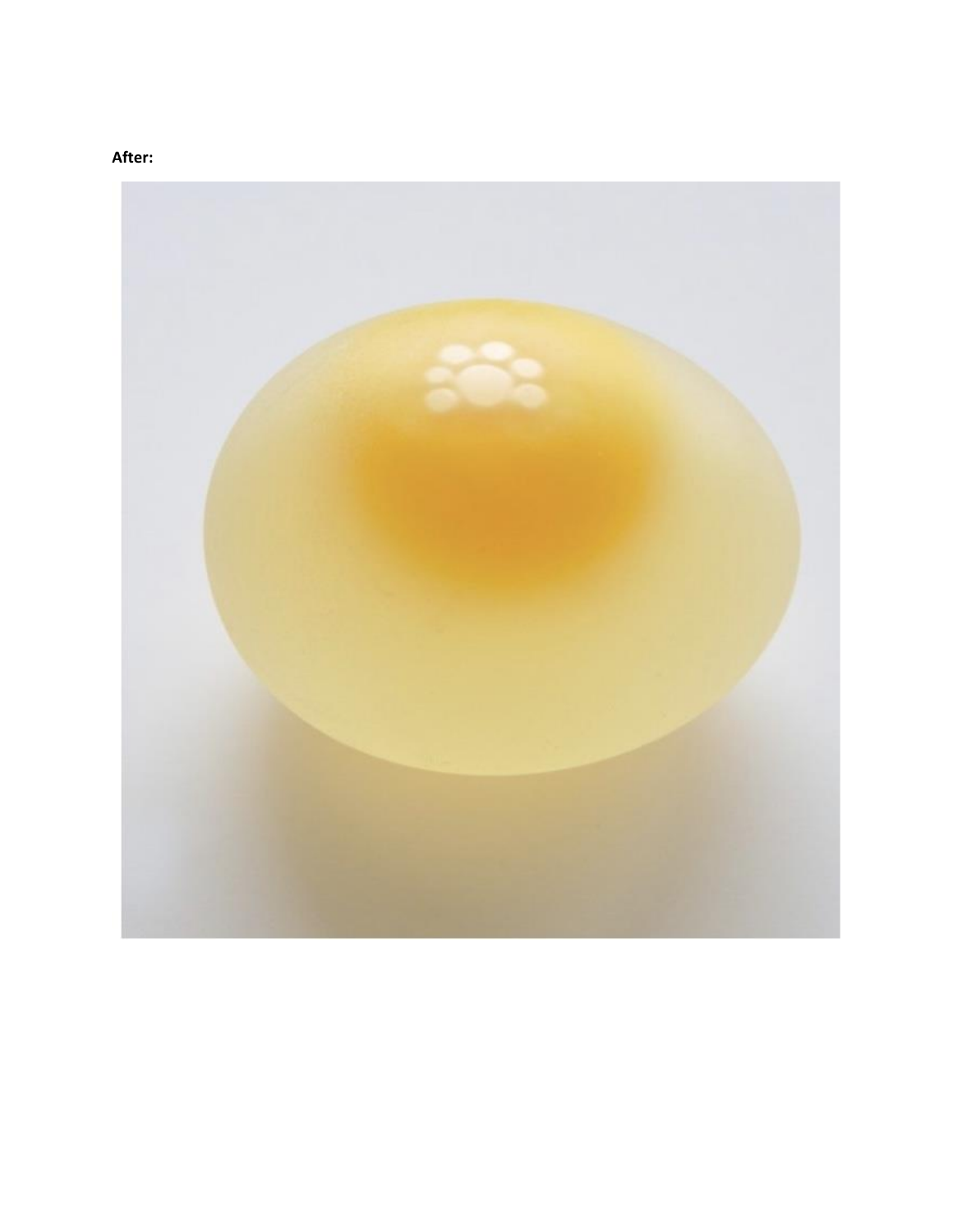**After:**